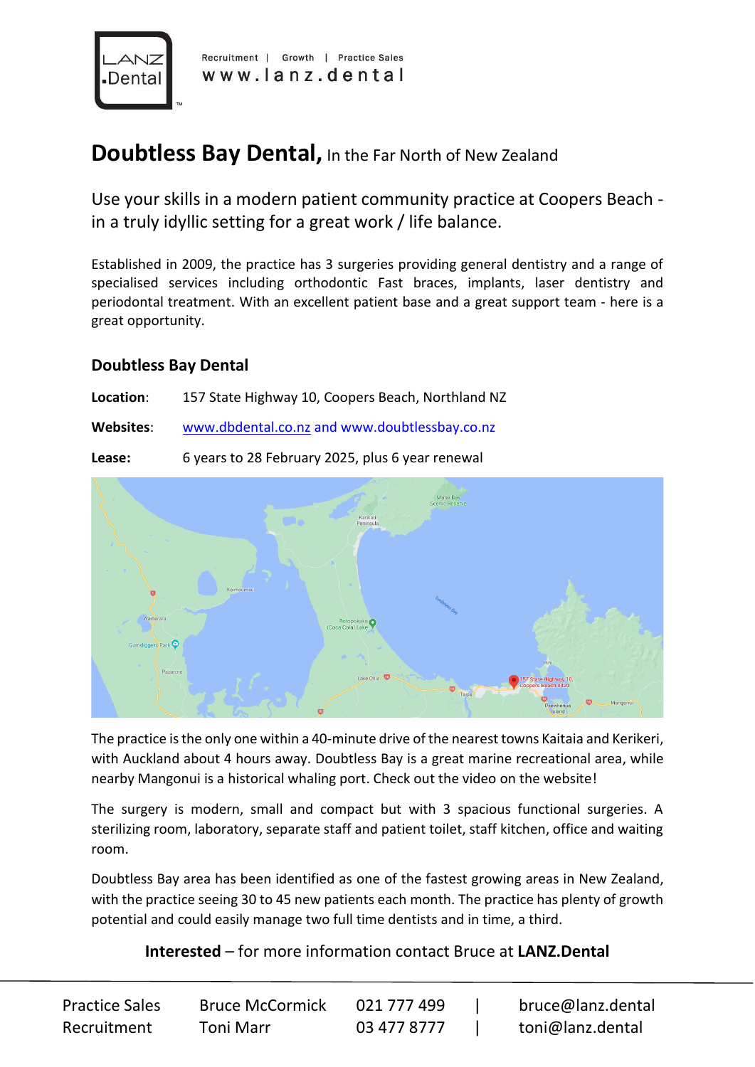Recruitment | Growth | Practice Sales
www.lanz.dental

# Doubtless Bay Dental, In the Far North of New Zealand

## Use your skills in a modern patient community practice at Coopers Beach - in a truly idyllic setting for a great work / life balance.

Established in 2009, the practice has 3 surgeries providing general dentistry and a range of specialised services including orthodontic Fast braces, implants, laser dentistry and periodontal treatment. With an excellent patient base and a great support team - here is a great opportunity.

### Doubtless Bay Dental

**Location**: 157 State Highway 10, Coopers Beach, Northland NZ

**Websites**: www.dbdental.co.nz and www.doubtlessbay.co.nz

**Lease:** 6 years to 28 February 2025, plus 6 year renewal

The practice is the only one within a 40-minute drive of the nearest towns Kaitaia and Kerikeri, with Auckland about 4 hours away. Doubtless Bay is a great marine recreational area, while nearby Mangonui is a historical whaling port. Check out the video on the website!

The surgery is modern, small and compact but with 3 spacious functional surgeries. A sterilizing room, laboratory, separate staff and patient toilet, staff kitchen, office and waiting room.

Doubtless Bay area has been identified as one of the fastest growing areas in New Zealand, with the practice seeing 30 to 45 new patients each month. The practice has plenty of growth potential and could easily manage two full time dentists and in time, a third.

**Interested** – for more information contact Bruce at **LANZ.Dental**

| | | | |
|---|---|---|---|
| Practice Sales | Bruce McCormick | 021 777 499 | bruce@lanz.dental |
| Recruitment | Toni Marr | 03 477 8777 | toni@lanz.dental |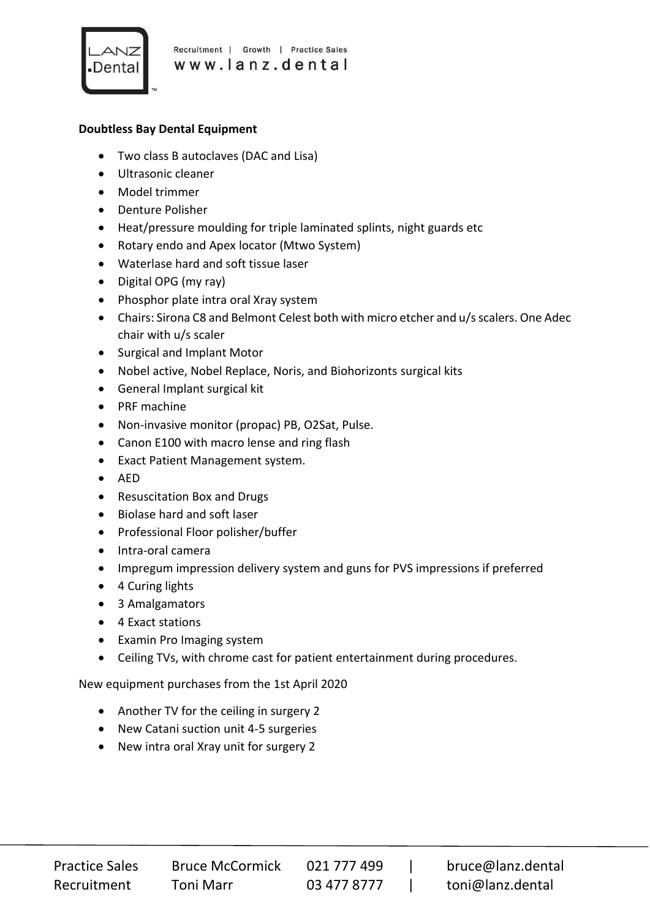**Doubtless Bay Dental Equipment**

- Two class B autoclaves (DAC and Lisa)
- Ultrasonic cleaner
- Model trimmer
- Denture Polisher
- Heat/pressure moulding for triple laminated splints, night guards etc
- Rotary endo and Apex locator (Mtwo System)
- Waterlase hard and soft tissue laser
- Digital OPG (my ray)
- Phosphor plate intra oral Xray system
- Chairs: Sirona C8 and Belmont Celest both with micro etcher and u/s scalers. One Adec chair with u/s scaler
- Surgical and Implant Motor
- Nobel active, Nobel Replace, Noris, and Biohorizonts surgical kits
- General Implant surgical kit
- PRF machine
- Non-invasive monitor (propac) PB, O2Sat, Pulse.
- Canon E100 with macro lense and ring flash
- Exact Patient Management system.
- AED
- Resuscitation Box and Drugs
- Biolase hard and soft laser
- Professional Floor polisher/buffer
- Intra-oral camera
- Impregum impression delivery system and guns for PVS impressions if preferred
- 4 Curing lights
- 3 Amalgamators
- 4 Exact stations
- Examin Pro Imaging system
- Ceiling TVs, with chrome cast for patient entertainment during procedures.

New equipment purchases from the 1st April 2020

- Another TV for the ceiling in surgery 2
- New Catani suction unit 4-5 surgeries
- New intra oral Xray unit for surgery 2